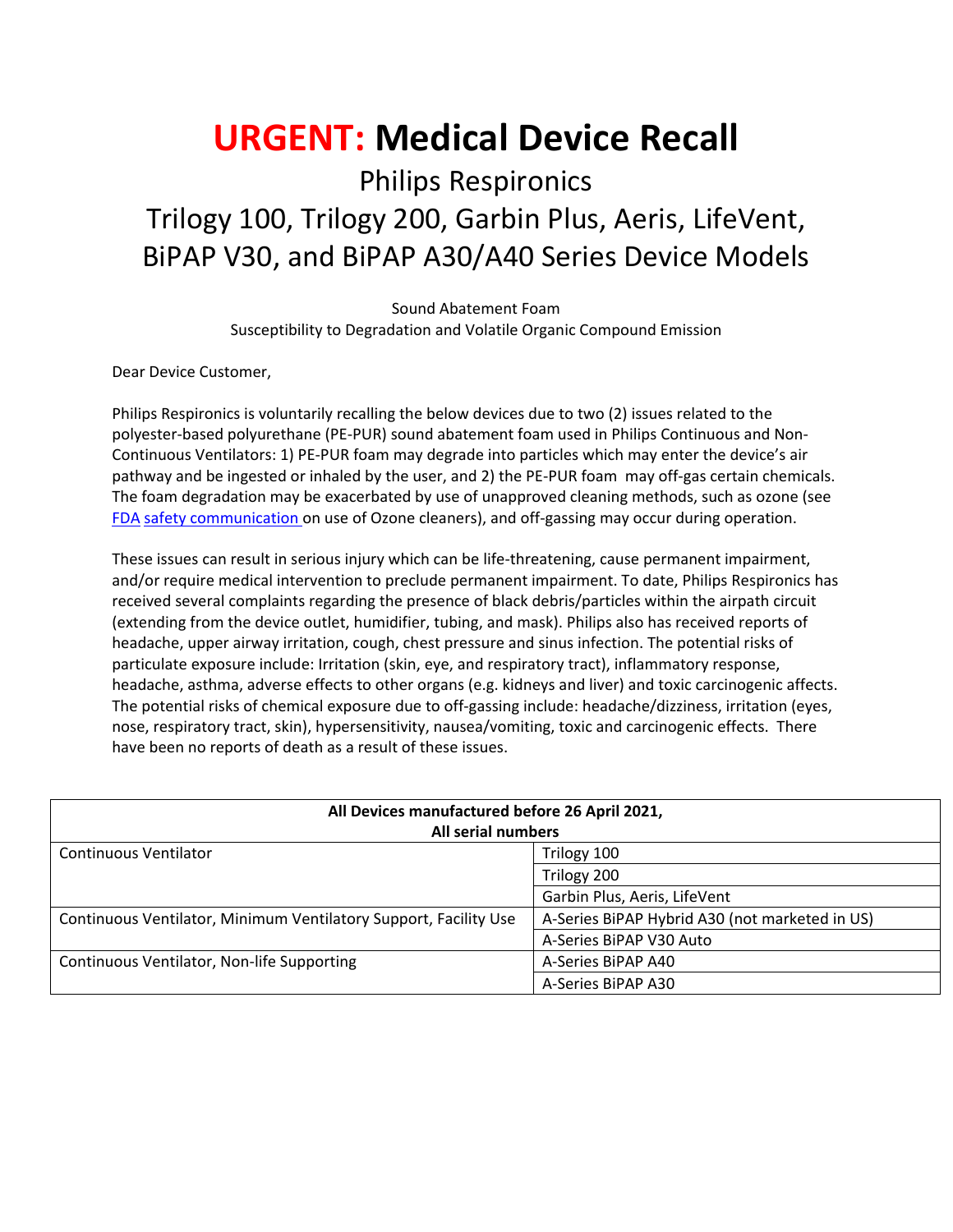# URGENT: Medical Device Recall

## Philips Respironics
## Trilogy 100, Trilogy 200, Garbin Plus, Aeris, LifeVent, BiPAP V30, and BiPAP A30/A40 Series Device Models

Sound Abatement Foam
Susceptibility to Degradation and Volatile Organic Compound Emission

Dear Device Customer,

Philips Respironics is voluntarily recalling the below devices due to two (2) issues related to the polyester-based polyurethane (PE-PUR) sound abatement foam used in Philips Continuous and Non-Continuous Ventilators: 1) PE-PUR foam may degrade into particles which may enter the device's air pathway and be ingested or inhaled by the user, and 2) the PE-PUR foam may off-gas certain chemicals. The foam degradation may be exacerbated by use of unapproved cleaning methods, such as ozone (see FDA safety communication on use of Ozone cleaners), and off-gassing may occur during operation.

These issues can result in serious injury which can be life-threatening, cause permanent impairment, and/or require medical intervention to preclude permanent impairment. To date, Philips Respironics has received several complaints regarding the presence of black debris/particles within the airpath circuit (extending from the device outlet, humidifier, tubing, and mask). Philips also has received reports of headache, upper airway irritation, cough, chest pressure and sinus infection. The potential risks of particulate exposure include: Irritation (skin, eye, and respiratory tract), inflammatory response, headache, asthma, adverse effects to other organs (e.g. kidneys and liver) and toxic carcinogenic affects. The potential risks of chemical exposure due to off-gassing include: headache/dizziness, irritation (eyes, nose, respiratory tract, skin), hypersensitivity, nausea/vomiting, toxic and carcinogenic effects. There have been no reports of death as a result of these issues.

| **All Devices manufactured before 26 April 2021, All serial numbers** | |
|---|---|
| Continuous Ventilator | Trilogy 100 |
| | Trilogy 200 |
| | Garbin Plus, Aeris, LifeVent |
| Continuous Ventilator, Minimum Ventilatory Support, Facility Use | A-Series BiPAP Hybrid A30 (not marketed in US) |
| | A-Series BiPAP V30 Auto |
| Continuous Ventilator, Non-life Supporting | A-Series BiPAP A40 |
| | A-Series BiPAP A30 |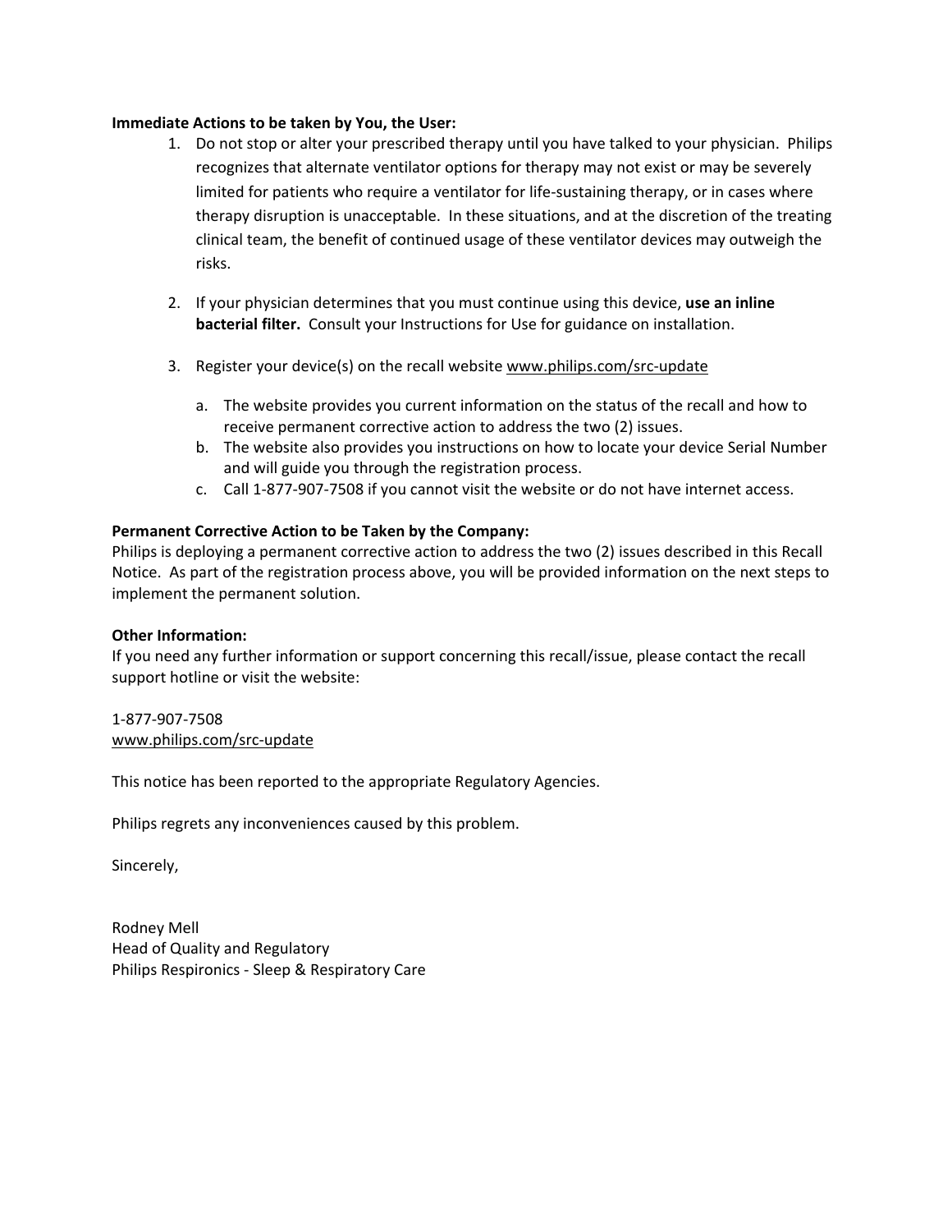**Immediate Actions to be taken by You, the User:**

1. Do not stop or alter your prescribed therapy until you have talked to your physician. Philips recognizes that alternate ventilator options for therapy may not exist or may be severely limited for patients who require a ventilator for life-sustaining therapy, or in cases where therapy disruption is unacceptable. In these situations, and at the discretion of the treating clinical team, the benefit of continued usage of these ventilator devices may outweigh the risks.

2. If your physician determines that you must continue using this device, **use an inline bacterial filter.** Consult your Instructions for Use for guidance on installation.

3. Register your device(s) on the recall website www.philips.com/src-update

   a. The website provides you current information on the status of the recall and how to receive permanent corrective action to address the two (2) issues.
   b. The website also provides you instructions on how to locate your device Serial Number and will guide you through the registration process.
   c. Call 1-877-907-7508 if you cannot visit the website or do not have internet access.

**Permanent Corrective Action to be Taken by the Company:**
Philips is deploying a permanent corrective action to address the two (2) issues described in this Recall Notice. As part of the registration process above, you will be provided information on the next steps to implement the permanent solution.

**Other Information:**
If you need any further information or support concerning this recall/issue, please contact the recall support hotline or visit the website:

1-877-907-7508
www.philips.com/src-update

This notice has been reported to the appropriate Regulatory Agencies.

Philips regrets any inconveniences caused by this problem.

Sincerely,

Rodney Mell
Head of Quality and Regulatory
Philips Respironics - Sleep & Respiratory Care